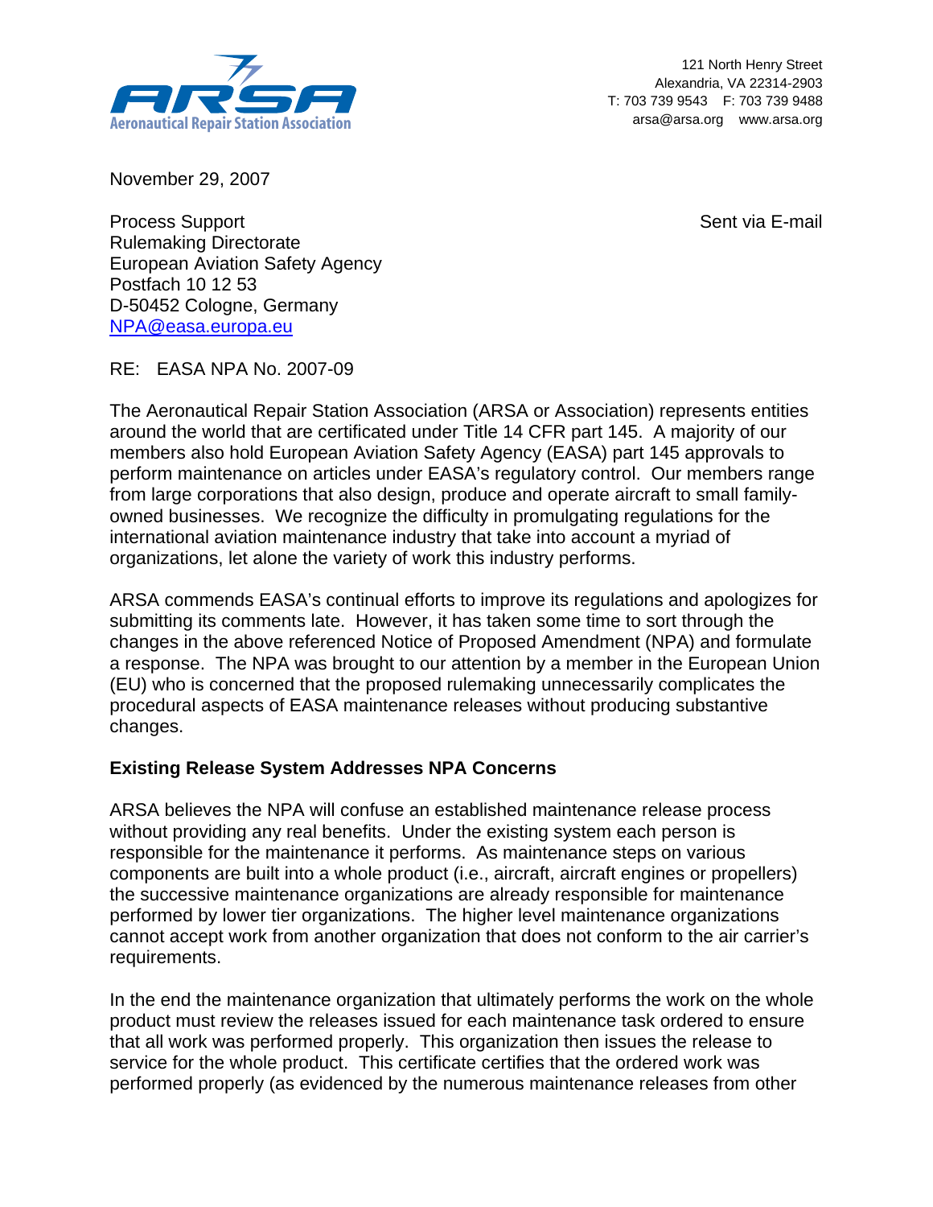**ARSA**
Aeronautical Repair Station Association

121 North Henry Street
Alexandria, VA 22314-2903
T: 703 739 9543 F: 703 739 9488
arsa@arsa.org www.arsa.org

November 29, 2007

Process Support
Rulemaking Directorate
European Aviation Safety Agency
Postfach 10 12 53
D-50452 Cologne, Germany
NPA@easa.europa.eu

Sent via E-mail

RE: EASA NPA No. 2007-09

The Aeronautical Repair Station Association (ARSA or Association) represents entities around the world that are certificated under Title 14 CFR part 145. A majority of our members also hold European Aviation Safety Agency (EASA) part 145 approvals to perform maintenance on articles under EASA's regulatory control. Our members range from large corporations that also design, produce and operate aircraft to small family-owned businesses. We recognize the difficulty in promulgating regulations for the international aviation maintenance industry that take into account a myriad of organizations, let alone the variety of work this industry performs.

ARSA commends EASA's continual efforts to improve its regulations and apologizes for submitting its comments late. However, it has taken some time to sort through the changes in the above referenced Notice of Proposed Amendment (NPA) and formulate a response. The NPA was brought to our attention by a member in the European Union (EU) who is concerned that the proposed rulemaking unnecessarily complicates the procedural aspects of EASA maintenance releases without producing substantive changes.

**Existing Release System Addresses NPA Concerns**

ARSA believes the NPA will confuse an established maintenance release process without providing any real benefits. Under the existing system each person is responsible for the maintenance it performs. As maintenance steps on various components are built into a whole product (i.e., aircraft, aircraft engines or propellers) the successive maintenance organizations are already responsible for maintenance performed by lower tier organizations. The higher level maintenance organizations cannot accept work from another organization that does not conform to the air carrier's requirements.

In the end the maintenance organization that ultimately performs the work on the whole product must review the releases issued for each maintenance task ordered to ensure that all work was performed properly. This organization then issues the release to service for the whole product. This certificate certifies that the ordered work was performed properly (as evidenced by the numerous maintenance releases from other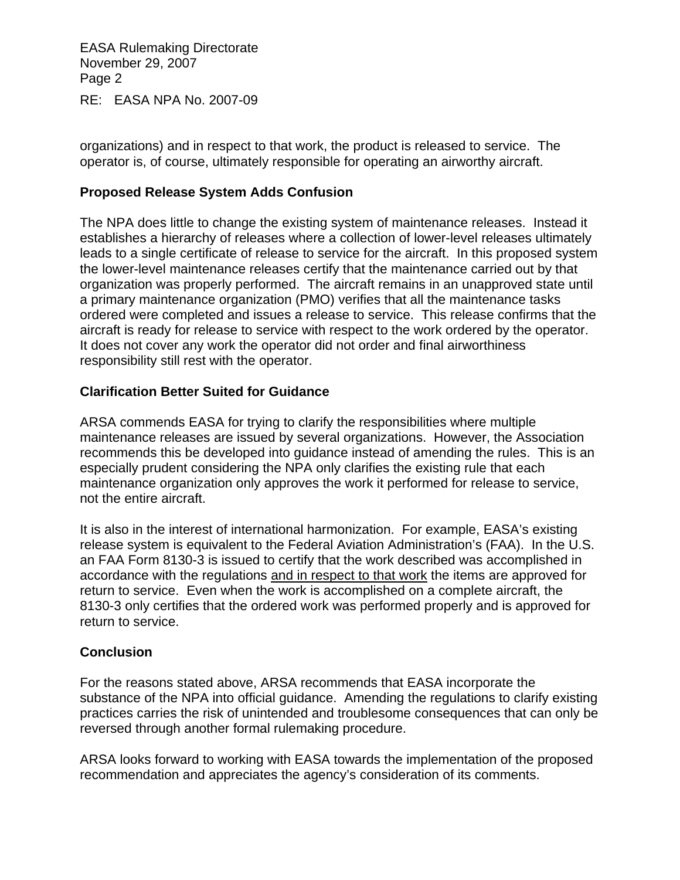organizations) and in respect to that work, the product is released to service. The operator is, of course, ultimately responsible for operating an airworthy aircraft.

**Proposed Release System Adds Confusion**

The NPA does little to change the existing system of maintenance releases. Instead it establishes a hierarchy of releases where a collection of lower-level releases ultimately leads to a single certificate of release to service for the aircraft. In this proposed system the lower-level maintenance releases certify that the maintenance carried out by that organization was properly performed. The aircraft remains in an unapproved state until a primary maintenance organization (PMO) verifies that all the maintenance tasks ordered were completed and issues a release to service. This release confirms that the aircraft is ready for release to service with respect to the work ordered by the operator. It does not cover any work the operator did not order and final airworthiness responsibility still rest with the operator.

**Clarification Better Suited for Guidance**

ARSA commends EASA for trying to clarify the responsibilities where multiple maintenance releases are issued by several organizations. However, the Association recommends this be developed into guidance instead of amending the rules. This is an especially prudent considering the NPA only clarifies the existing rule that each maintenance organization only approves the work it performed for release to service, not the entire aircraft.

It is also in the interest of international harmonization. For example, EASA's existing release system is equivalent to the Federal Aviation Administration's (FAA). In the U.S. an FAA Form 8130-3 is issued to certify that the work described was accomplished in accordance with the regulations <u>and in respect to that work</u> the items are approved for return to service. Even when the work is accomplished on a complete aircraft, the 8130-3 only certifies that the ordered work was performed properly and is approved for return to service.

**Conclusion**

For the reasons stated above, ARSA recommends that EASA incorporate the substance of the NPA into official guidance. Amending the regulations to clarify existing practices carries the risk of unintended and troublesome consequences that can only be reversed through another formal rulemaking procedure.

ARSA looks forward to working with EASA towards the implementation of the proposed recommendation and appreciates the agency's consideration of its comments.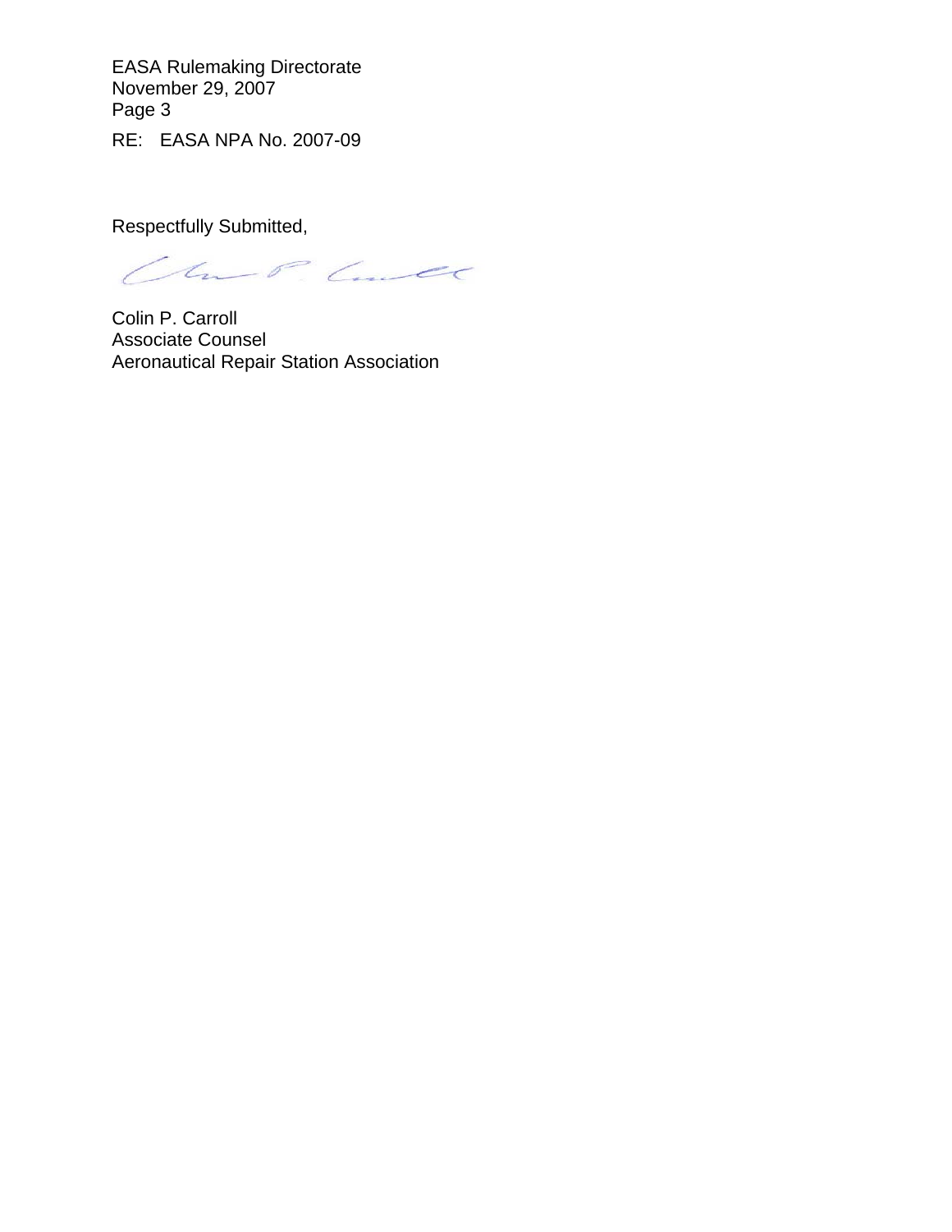Respectfully Submitted,

Colin P. Carroll
Associate Counsel
Aeronautical Repair Station Association